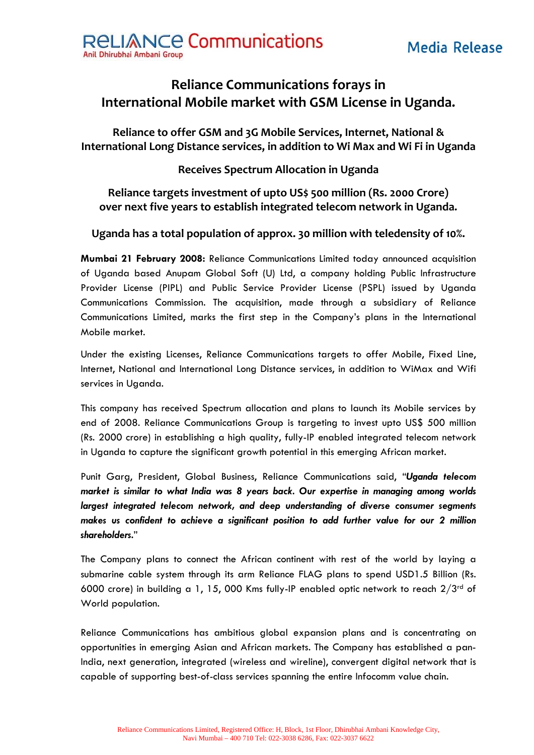Reliance Communications
Anil Dhirubhai Ambani Group

Media Release

# Reliance Communications forays in International Mobile market with GSM License in Uganda.

## Reliance to offer GSM and 3G Mobile Services, Internet, National & International Long Distance services, in addition to Wi Max and Wi Fi in Uganda

## Receives Spectrum Allocation in Uganda

## Reliance targets investment of upto US$ 500 million (Rs. 2000 Crore) over next five years to establish integrated telecom network in Uganda.

## Uganda has a total population of approx. 30 million with teledensity of 10%.

**Mumbai 21 February 2008:** Reliance Communications Limited today announced acquisition of Uganda based Anupam Global Soft (U) Ltd, a company holding Public Infrastructure Provider License (PIPL) and Public Service Provider License (PSPL) issued by Uganda Communications Commission. The acquisition, made through a subsidiary of Reliance Communications Limited, marks the first step in the Company's plans in the International Mobile market.

Under the existing Licenses, Reliance Communications targets to offer Mobile, Fixed Line, Internet, National and International Long Distance services, in addition to WiMax and Wifi services in Uganda.

This company has received Spectrum allocation and plans to launch its Mobile services by end of 2008. Reliance Communications Group is targeting to invest upto US$ 500 million (Rs. 2000 crore) in establishing a high quality, fully-IP enabled integrated telecom network in Uganda to capture the significant growth potential in this emerging African market.

Punit Garg, President, Global Business, Reliance Communications said, "***Uganda telecom market is similar to what India was 8 years back. Our expertise in managing among worlds largest integrated telecom network, and deep understanding of diverse consumer segments makes us confident to achieve a significant position to add further value for our 2 million shareholders.***"

The Company plans to connect the African continent with rest of the world by laying a submarine cable system through its arm Reliance FLAG plans to spend USD1.5 Billion (Rs. 6000 crore) in building a 1, 15, 000 Kms fully-IP enabled optic network to reach 2/3rd of World population.

Reliance Communications has ambitious global expansion plans and is concentrating on opportunities in emerging Asian and African markets. The Company has established a pan-India, next generation, integrated (wireless and wireline), convergent digital network that is capable of supporting best-of-class services spanning the entire Infocomm value chain.

Reliance Communications Limited, Registered Office: H, Block, 1st Floor, Dhirubhai Ambani Knowledge City, Navi Mumbai – 400 710 Tel: 022-3038 6286, Fax: 022-3037 6622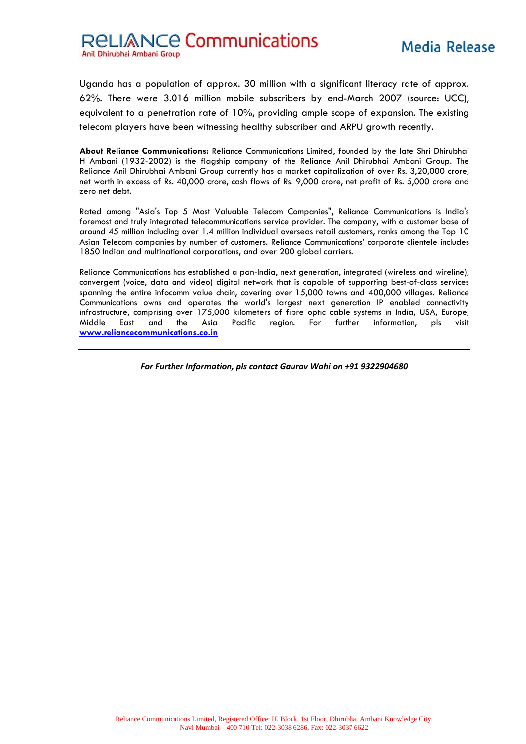Uganda has a population of approx. 30 million with a significant literacy rate of approx. 62%. There were 3.016 million mobile subscribers by end-March 2007 (source: UCC), equivalent to a penetration rate of 10%, providing ample scope of expansion. The existing telecom players have been witnessing healthy subscriber and ARPU growth recently.

**About Reliance Communications:** Reliance Communications Limited, founded by the late Shri Dhirubhai H Ambani (1932-2002) is the flagship company of the Reliance Anil Dhirubhai Ambani Group. The Reliance Anil Dhirubhai Ambani Group currently has a market capitalization of over Rs. 3,20,000 crore, net worth in excess of Rs. 40,000 crore, cash flows of Rs. 9,000 crore, net profit of Rs. 5,000 crore and zero net debt.

Rated among "Asia's Top 5 Most Valuable Telecom Companies", Reliance Communications is India's foremost and truly integrated telecommunications service provider. The company, with a customer base of around 45 million including over 1.4 million individual overseas retail customers, ranks among the Top 10 Asian Telecom companies by number of customers. Reliance Communications' corporate clientele includes 1850 Indian and multinational corporations, and over 200 global carriers.

Reliance Communications has established a pan-India, next generation, integrated (wireless and wireline), convergent (voice, data and video) digital network that is capable of supporting best-of-class services spanning the entire infocomm value chain, covering over 15,000 towns and 400,000 villages. Reliance Communications owns and operates the world's largest next generation IP enabled connectivity infrastructure, comprising over 175,000 kilometers of fibre optic cable systems in India, USA, Europe, Middle East and the Asia Pacific region. For further information, pls visit **www.reliancecommunications.co.in**

---

***For Further Information, pls contact Gaurav Wahi on +91 9322904680***

Reliance Communications Limited, Registered Office: H, Block, 1st Floor, Dhirubhai Ambani Knowledge City, Navi Mumbai – 400 710 Tel: 022-3038 6286, Fax: 022-3037 6622